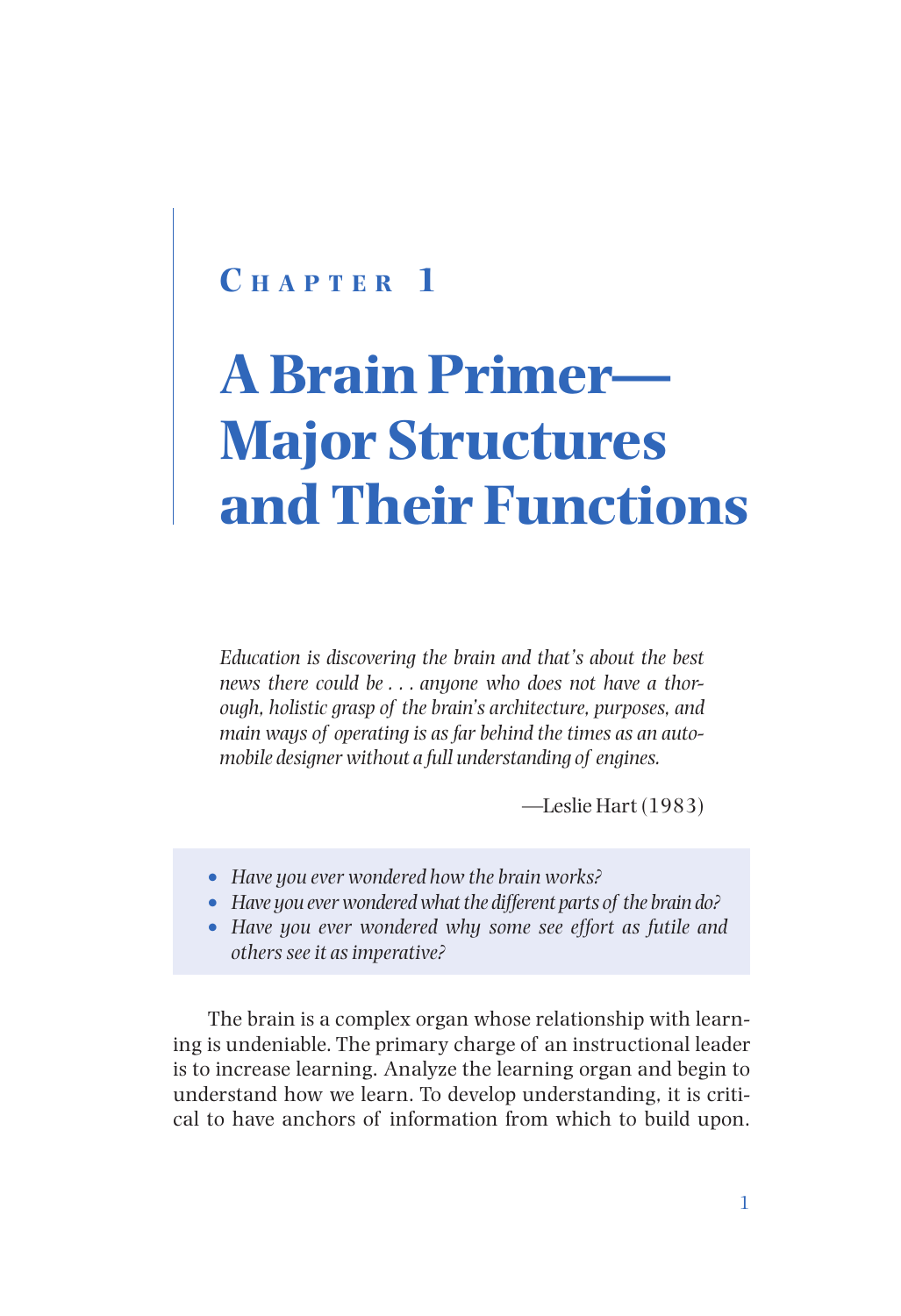# Chapter 1

# A Brain Primer—Major Structures and Their Functions

*Education is discovering the brain and that's about the best news there could be . . . anyone who does not have a thorough, holistic grasp of the brain's architecture, purposes, and main ways of operating is as far behind the times as an automobile designer without a full understanding of engines.*

—Leslie Hart (1983)

- *Have you ever wondered how the brain works?*
- *Have you ever wondered what the different parts of the brain do?*
- *Have you ever wondered why some see effort as futile and others see it as imperative?*

The brain is a complex organ whose relationship with learning is undeniable. The primary charge of an instructional leader is to increase learning. Analyze the learning organ and begin to understand how we learn. To develop understanding, it is critical to have anchors of information from which to build upon.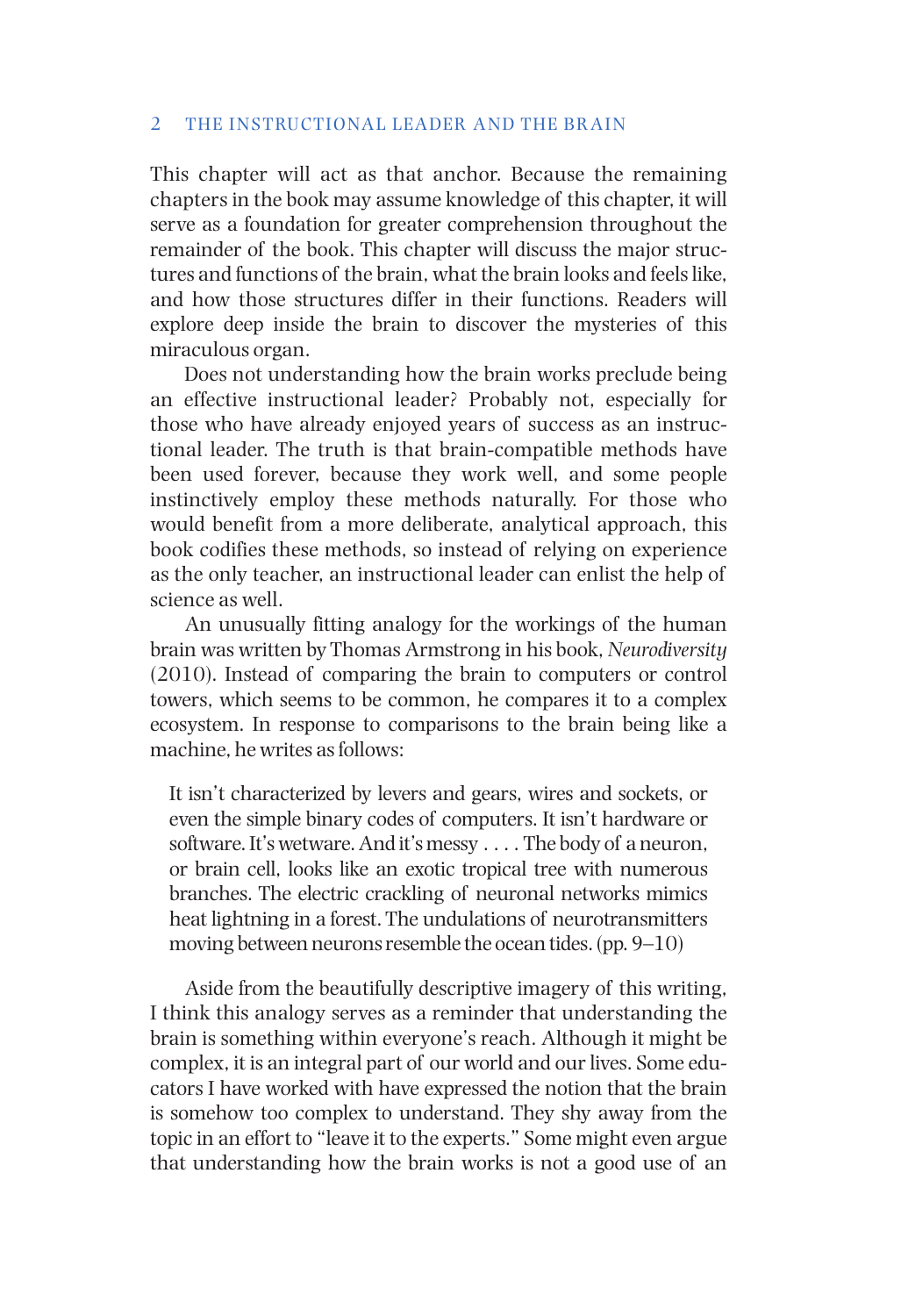This chapter will act as that anchor. Because the remaining chapters in the book may assume knowledge of this chapter, it will serve as a foundation for greater comprehension throughout the remainder of the book. This chapter will discuss the major structures and functions of the brain, what the brain looks and feels like, and how those structures differ in their functions. Readers will explore deep inside the brain to discover the mysteries of this miraculous organ.

Does not understanding how the brain works preclude being an effective instructional leader? Probably not, especially for those who have already enjoyed years of success as an instructional leader. The truth is that brain-compatible methods have been used forever, because they work well, and some people instinctively employ these methods naturally. For those who would benefit from a more deliberate, analytical approach, this book codifies these methods, so instead of relying on experience as the only teacher, an instructional leader can enlist the help of science as well.

An unusually fitting analogy for the workings of the human brain was written by Thomas Armstrong in his book, *Neurodiversity* (2010). Instead of comparing the brain to computers or control towers, which seems to be common, he compares it to a complex ecosystem. In response to comparisons to the brain being like a machine, he writes as follows:

> It isn't characterized by levers and gears, wires and sockets, or even the simple binary codes of computers. It isn't hardware or software. It's wetware. And it's messy . . . . The body of a neuron, or brain cell, looks like an exotic tropical tree with numerous branches. The electric crackling of neuronal networks mimics heat lightning in a forest. The undulations of neurotransmitters moving between neurons resemble the ocean tides. (pp. 9–10)

Aside from the beautifully descriptive imagery of this writing, I think this analogy serves as a reminder that understanding the brain is something within everyone's reach. Although it might be complex, it is an integral part of our world and our lives. Some educators I have worked with have expressed the notion that the brain is somehow too complex to understand. They shy away from the topic in an effort to "leave it to the experts." Some might even argue that understanding how the brain works is not a good use of an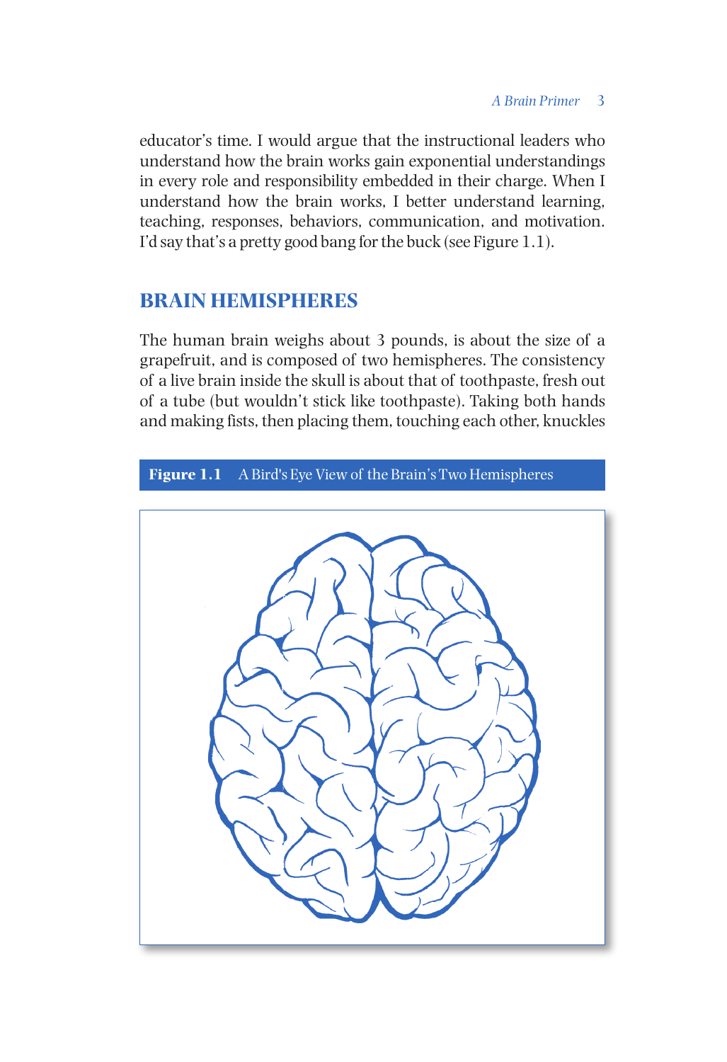educator's time. I would argue that the instructional leaders who understand how the brain works gain exponential understandings in every role and responsibility embedded in their charge. When I understand how the brain works, I better understand learning, teaching, responses, behaviors, communication, and motivation. I'd say that's a pretty good bang for the buck (see Figure 1.1).

## BRAIN HEMISPHERES

The human brain weighs about 3 pounds, is about the size of a grapefruit, and is composed of two hemispheres. The consistency of a live brain inside the skull is about that of toothpaste, fresh out of a tube (but wouldn't stick like toothpaste). Taking both hands and making fists, then placing them, touching each other, knuckles

**Figure 1.1** A Bird's Eye View of the Brain's Two Hemispheres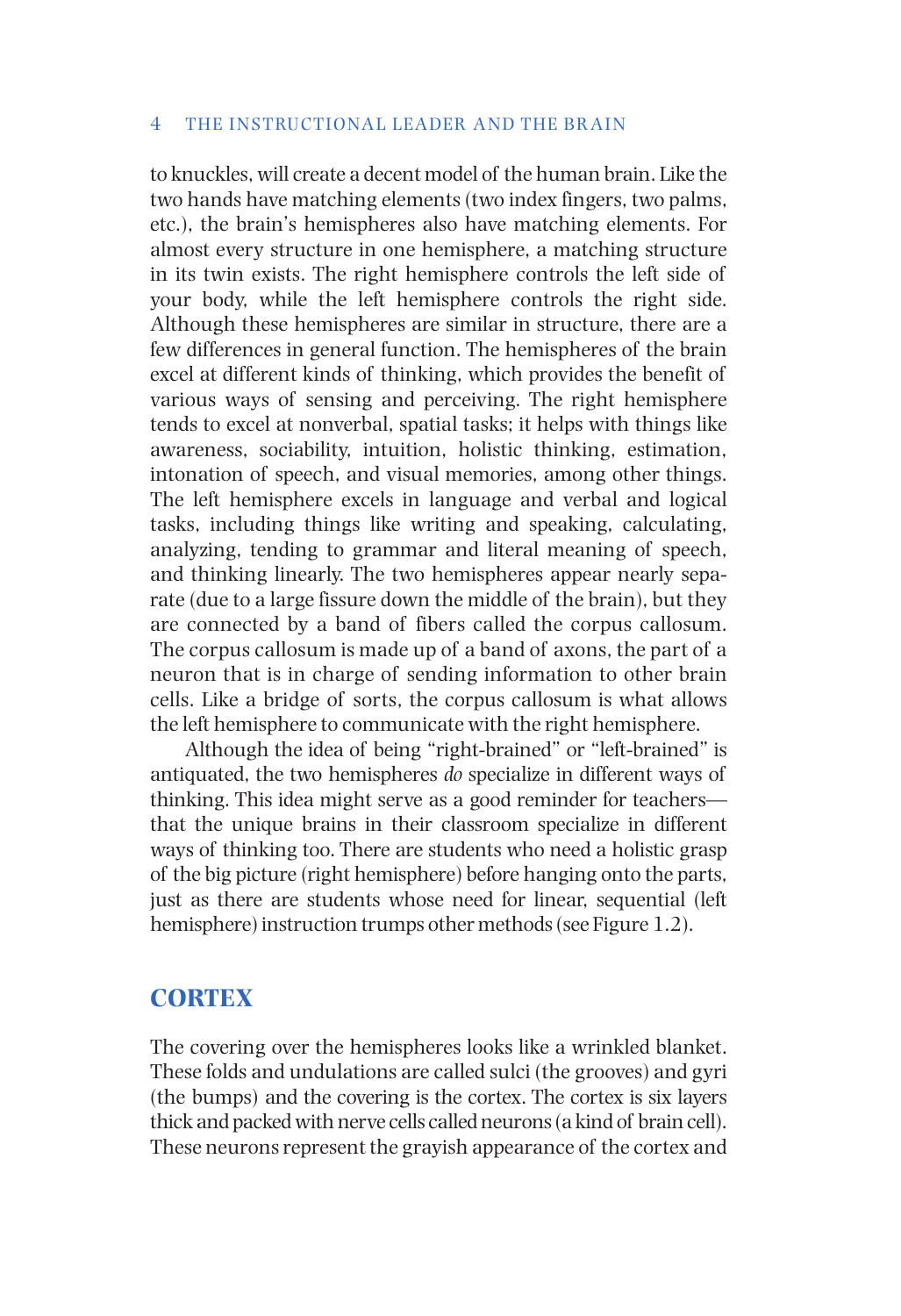to knuckles, will create a decent model of the human brain. Like the two hands have matching elements (two index fingers, two palms, etc.), the brain's hemispheres also have matching elements. For almost every structure in one hemisphere, a matching structure in its twin exists. The right hemisphere controls the left side of your body, while the left hemisphere controls the right side. Although these hemispheres are similar in structure, there are a few differences in general function. The hemispheres of the brain excel at different kinds of thinking, which provides the benefit of various ways of sensing and perceiving. The right hemisphere tends to excel at nonverbal, spatial tasks; it helps with things like awareness, sociability, intuition, holistic thinking, estimation, intonation of speech, and visual memories, among other things. The left hemisphere excels in language and verbal and logical tasks, including things like writing and speaking, calculating, analyzing, tending to grammar and literal meaning of speech, and thinking linearly. The two hemispheres appear nearly separate (due to a large fissure down the middle of the brain), but they are connected by a band of fibers called the corpus callosum. The corpus callosum is made up of a band of axons, the part of a neuron that is in charge of sending information to other brain cells. Like a bridge of sorts, the corpus callosum is what allows the left hemisphere to communicate with the right hemisphere.

Although the idea of being "right-brained" or "left-brained" is antiquated, the two hemispheres *do* specialize in different ways of thinking. This idea might serve as a good reminder for teachers—that the unique brains in their classroom specialize in different ways of thinking too. There are students who need a holistic grasp of the big picture (right hemisphere) before hanging onto the parts, just as there are students whose need for linear, sequential (left hemisphere) instruction trumps other methods (see Figure 1.2).

## CORTEX

The covering over the hemispheres looks like a wrinkled blanket. These folds and undulations are called sulci (the grooves) and gyri (the bumps) and the covering is the cortex. The cortex is six layers thick and packed with nerve cells called neurons (a kind of brain cell). These neurons represent the grayish appearance of the cortex and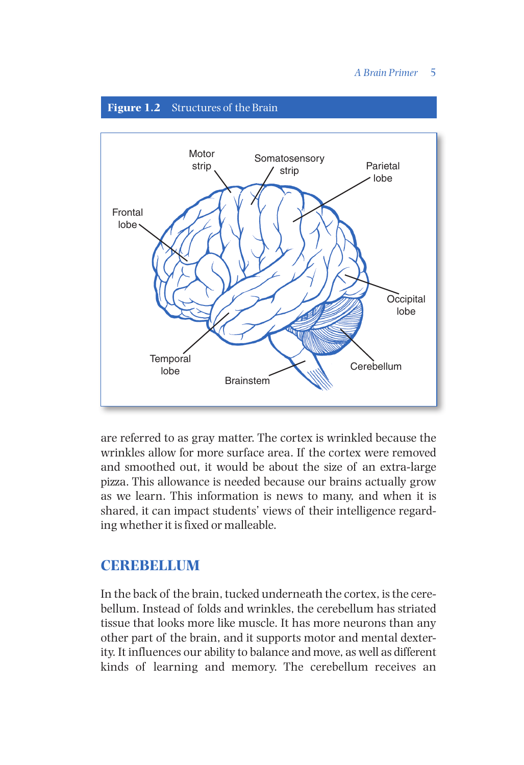**Figure 1.2** Structures of the Brain

are referred to as gray matter. The cortex is wrinkled because the wrinkles allow for more surface area. If the cortex were removed and smoothed out, it would be about the size of an extra-large pizza. This allowance is needed because our brains actually grow as we learn. This information is news to many, and when it is shared, it can impact students' views of their intelligence regarding whether it is fixed or malleable.

## CEREBELLUM

In the back of the brain, tucked underneath the cortex, is the cerebellum. Instead of folds and wrinkles, the cerebellum has striated tissue that looks more like muscle. It has more neurons than any other part of the brain, and it supports motor and mental dexterity. It influences our ability to balance and move, as well as different kinds of learning and memory. The cerebellum receives an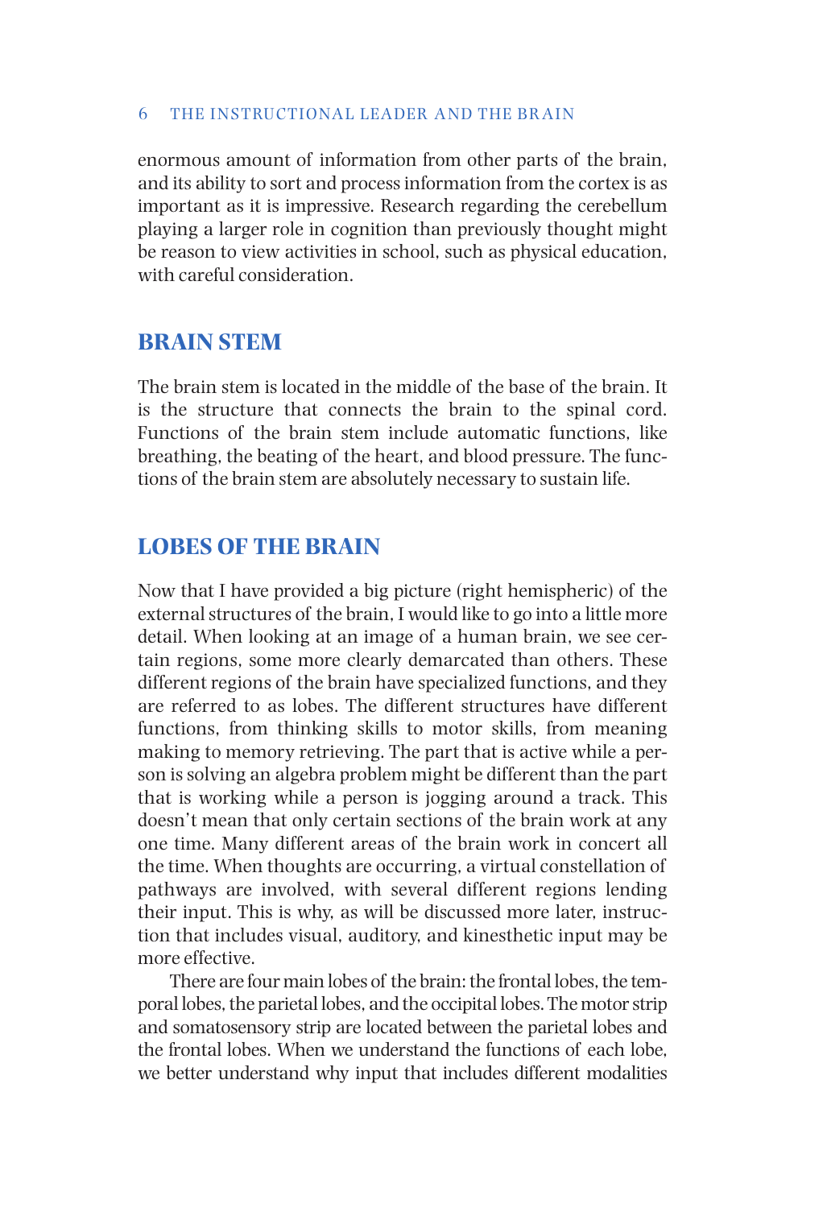enormous amount of information from other parts of the brain, and its ability to sort and process information from the cortex is as important as it is impressive. Research regarding the cerebellum playing a larger role in cognition than previously thought might be reason to view activities in school, such as physical education, with careful consideration.

## BRAIN STEM

The brain stem is located in the middle of the base of the brain. It is the structure that connects the brain to the spinal cord. Functions of the brain stem include automatic functions, like breathing, the beating of the heart, and blood pressure. The functions of the brain stem are absolutely necessary to sustain life.

## LOBES OF THE BRAIN

Now that I have provided a big picture (right hemispheric) of the external structures of the brain, I would like to go into a little more detail. When looking at an image of a human brain, we see certain regions, some more clearly demarcated than others. These different regions of the brain have specialized functions, and they are referred to as lobes. The different structures have different functions, from thinking skills to motor skills, from meaning making to memory retrieving. The part that is active while a person is solving an algebra problem might be different than the part that is working while a person is jogging around a track. This doesn't mean that only certain sections of the brain work at any one time. Many different areas of the brain work in concert all the time. When thoughts are occurring, a virtual constellation of pathways are involved, with several different regions lending their input. This is why, as will be discussed more later, instruction that includes visual, auditory, and kinesthetic input may be more effective.

There are four main lobes of the brain: the frontal lobes, the temporal lobes, the parietal lobes, and the occipital lobes. The motor strip and somatosensory strip are located between the parietal lobes and the frontal lobes. When we understand the functions of each lobe, we better understand why input that includes different modalities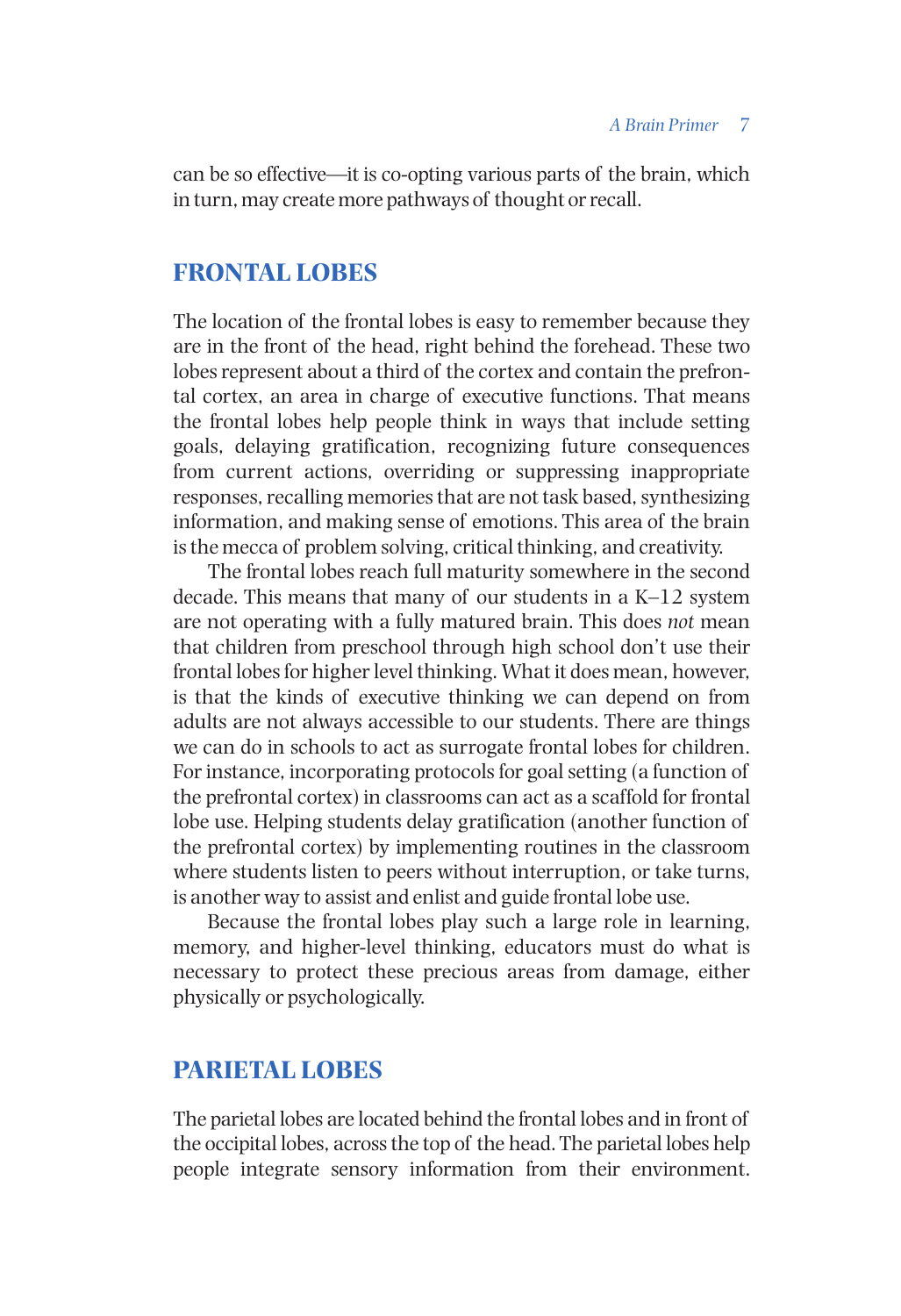can be so effective—it is co-opting various parts of the brain, which in turn, may create more pathways of thought or recall.

## FRONTAL LOBES

The location of the frontal lobes is easy to remember because they are in the front of the head, right behind the forehead. These two lobes represent about a third of the cortex and contain the prefrontal cortex, an area in charge of executive functions. That means the frontal lobes help people think in ways that include setting goals, delaying gratification, recognizing future consequences from current actions, overriding or suppressing inappropriate responses, recalling memories that are not task based, synthesizing information, and making sense of emotions. This area of the brain is the mecca of problem solving, critical thinking, and creativity.

The frontal lobes reach full maturity somewhere in the second decade. This means that many of our students in a K–12 system are not operating with a fully matured brain. This does *not* mean that children from preschool through high school don't use their frontal lobes for higher level thinking. What it does mean, however, is that the kinds of executive thinking we can depend on from adults are not always accessible to our students. There are things we can do in schools to act as surrogate frontal lobes for children. For instance, incorporating protocols for goal setting (a function of the prefrontal cortex) in classrooms can act as a scaffold for frontal lobe use. Helping students delay gratification (another function of the prefrontal cortex) by implementing routines in the classroom where students listen to peers without interruption, or take turns, is another way to assist and enlist and guide frontal lobe use.

Because the frontal lobes play such a large role in learning, memory, and higher-level thinking, educators must do what is necessary to protect these precious areas from damage, either physically or psychologically.

## PARIETAL LOBES

The parietal lobes are located behind the frontal lobes and in front of the occipital lobes, across the top of the head. The parietal lobes help people integrate sensory information from their environment.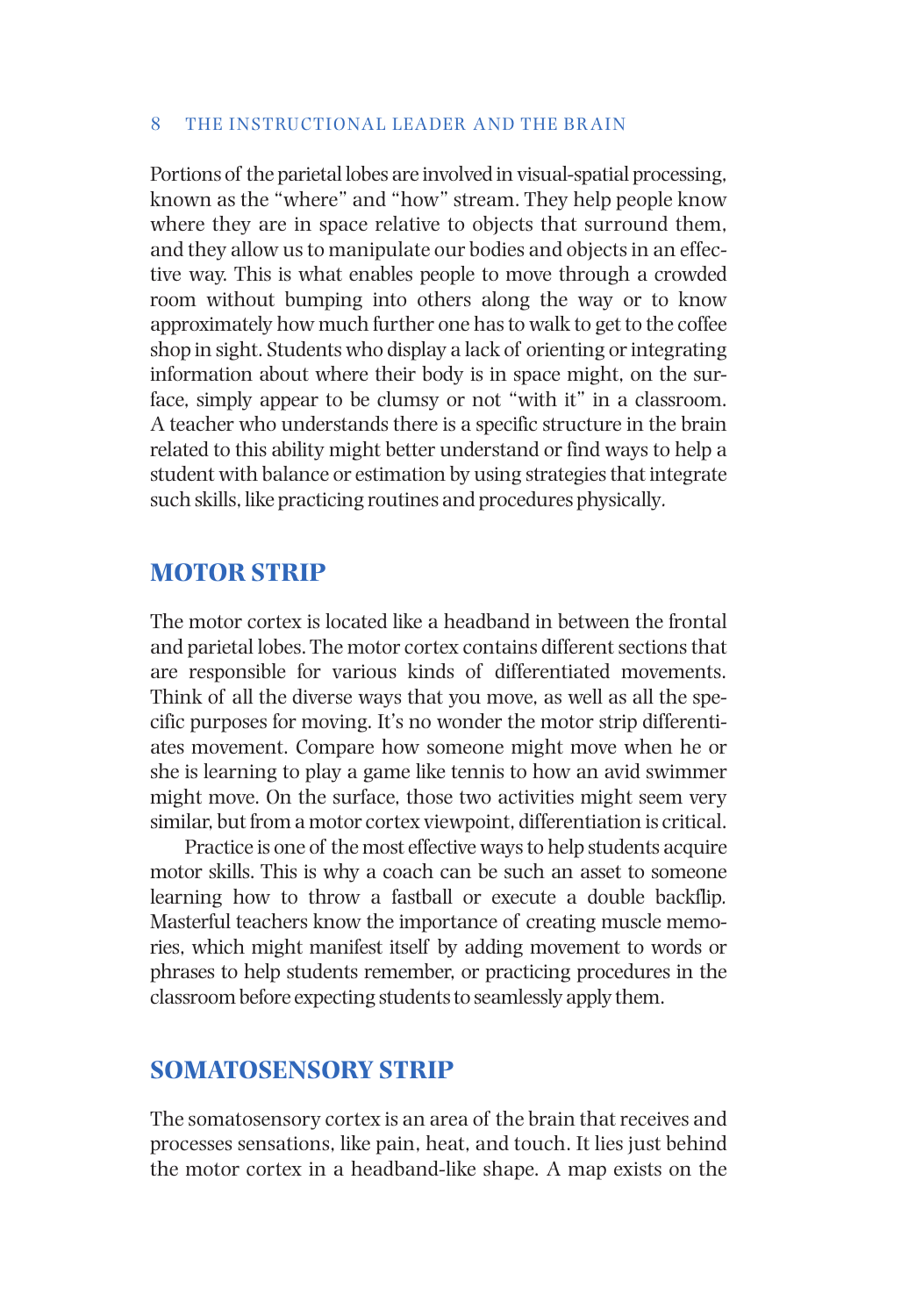Portions of the parietal lobes are involved in visual-spatial processing, known as the "where" and "how" stream. They help people know where they are in space relative to objects that surround them, and they allow us to manipulate our bodies and objects in an effective way. This is what enables people to move through a crowded room without bumping into others along the way or to know approximately how much further one has to walk to get to the coffee shop in sight. Students who display a lack of orienting or integrating information about where their body is in space might, on the surface, simply appear to be clumsy or not "with it" in a classroom. A teacher who understands there is a specific structure in the brain related to this ability might better understand or find ways to help a student with balance or estimation by using strategies that integrate such skills, like practicing routines and procedures physically.

## MOTOR STRIP

The motor cortex is located like a headband in between the frontal and parietal lobes. The motor cortex contains different sections that are responsible for various kinds of differentiated movements. Think of all the diverse ways that you move, as well as all the specific purposes for moving. It's no wonder the motor strip differentiates movement. Compare how someone might move when he or she is learning to play a game like tennis to how an avid swimmer might move. On the surface, those two activities might seem very similar, but from a motor cortex viewpoint, differentiation is critical.

Practice is one of the most effective ways to help students acquire motor skills. This is why a coach can be such an asset to someone learning how to throw a fastball or execute a double backflip. Masterful teachers know the importance of creating muscle memories, which might manifest itself by adding movement to words or phrases to help students remember, or practicing procedures in the classroom before expecting students to seamlessly apply them.

## SOMATOSENSORY STRIP

The somatosensory cortex is an area of the brain that receives and processes sensations, like pain, heat, and touch. It lies just behind the motor cortex in a headband-like shape. A map exists on the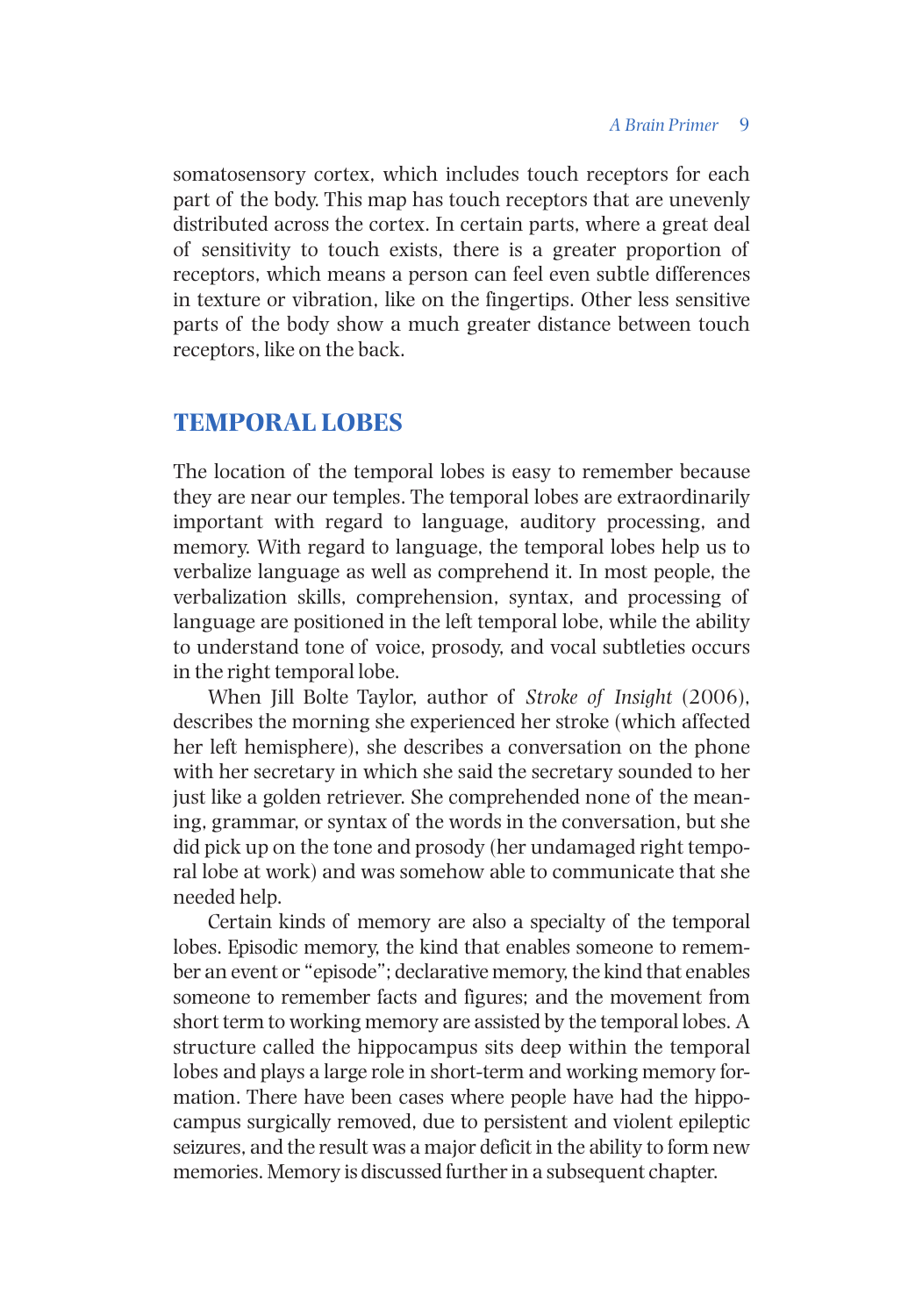somatosensory cortex, which includes touch receptors for each part of the body. This map has touch receptors that are unevenly distributed across the cortex. In certain parts, where a great deal of sensitivity to touch exists, there is a greater proportion of receptors, which means a person can feel even subtle differences in texture or vibration, like on the fingertips. Other less sensitive parts of the body show a much greater distance between touch receptors, like on the back.

## TEMPORAL LOBES

The location of the temporal lobes is easy to remember because they are near our temples. The temporal lobes are extraordinarily important with regard to language, auditory processing, and memory. With regard to language, the temporal lobes help us to verbalize language as well as comprehend it. In most people, the verbalization skills, comprehension, syntax, and processing of language are positioned in the left temporal lobe, while the ability to understand tone of voice, prosody, and vocal subtleties occurs in the right temporal lobe.

When Jill Bolte Taylor, author of *Stroke of Insight* (2006), describes the morning she experienced her stroke (which affected her left hemisphere), she describes a conversation on the phone with her secretary in which she said the secretary sounded to her just like a golden retriever. She comprehended none of the meaning, grammar, or syntax of the words in the conversation, but she did pick up on the tone and prosody (her undamaged right temporal lobe at work) and was somehow able to communicate that she needed help.

Certain kinds of memory are also a specialty of the temporal lobes. Episodic memory, the kind that enables someone to remember an event or "episode"; declarative memory, the kind that enables someone to remember facts and figures; and the movement from short term to working memory are assisted by the temporal lobes. A structure called the hippocampus sits deep within the temporal lobes and plays a large role in short-term and working memory formation. There have been cases where people have had the hippocampus surgically removed, due to persistent and violent epileptic seizures, and the result was a major deficit in the ability to form new memories. Memory is discussed further in a subsequent chapter.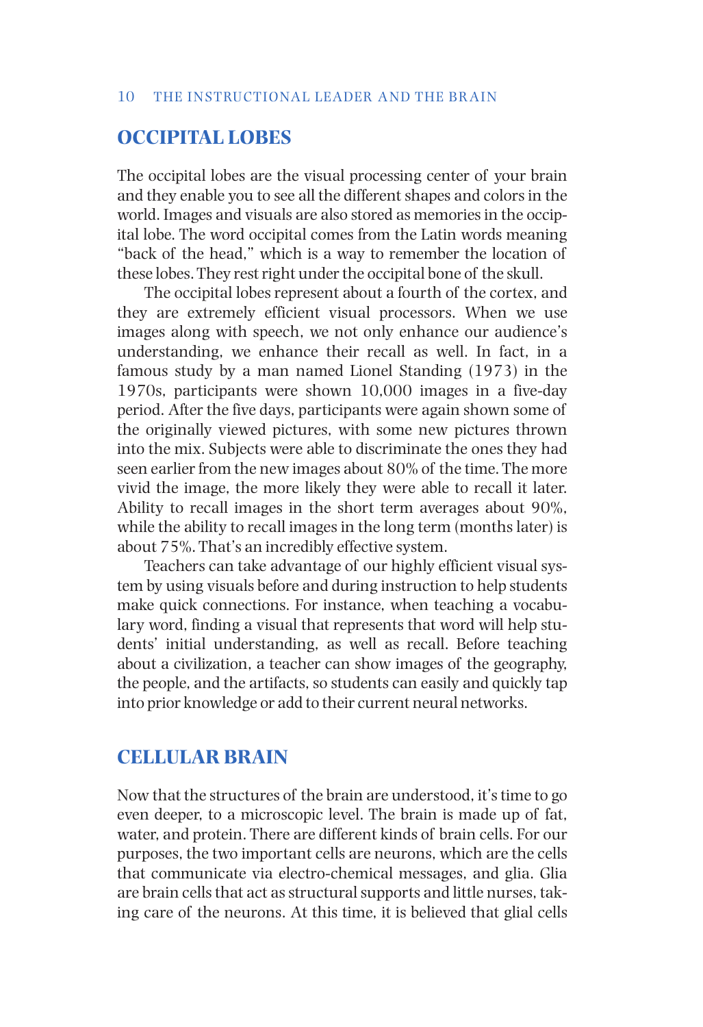## OCCIPITAL LOBES

The occipital lobes are the visual processing center of your brain and they enable you to see all the different shapes and colors in the world. Images and visuals are also stored as memories in the occipital lobe. The word occipital comes from the Latin words meaning "back of the head," which is a way to remember the location of these lobes. They rest right under the occipital bone of the skull.

The occipital lobes represent about a fourth of the cortex, and they are extremely efficient visual processors. When we use images along with speech, we not only enhance our audience's understanding, we enhance their recall as well. In fact, in a famous study by a man named Lionel Standing (1973) in the 1970s, participants were shown 10,000 images in a five-day period. After the five days, participants were again shown some of the originally viewed pictures, with some new pictures thrown into the mix. Subjects were able to discriminate the ones they had seen earlier from the new images about 80% of the time. The more vivid the image, the more likely they were able to recall it later. Ability to recall images in the short term averages about 90%, while the ability to recall images in the long term (months later) is about 75%. That's an incredibly effective system.

Teachers can take advantage of our highly efficient visual system by using visuals before and during instruction to help students make quick connections. For instance, when teaching a vocabulary word, finding a visual that represents that word will help students' initial understanding, as well as recall. Before teaching about a civilization, a teacher can show images of the geography, the people, and the artifacts, so students can easily and quickly tap into prior knowledge or add to their current neural networks.

## CELLULAR BRAIN

Now that the structures of the brain are understood, it's time to go even deeper, to a microscopic level. The brain is made up of fat, water, and protein. There are different kinds of brain cells. For our purposes, the two important cells are neurons, which are the cells that communicate via electro-chemical messages, and glia. Glia are brain cells that act as structural supports and little nurses, taking care of the neurons. At this time, it is believed that glial cells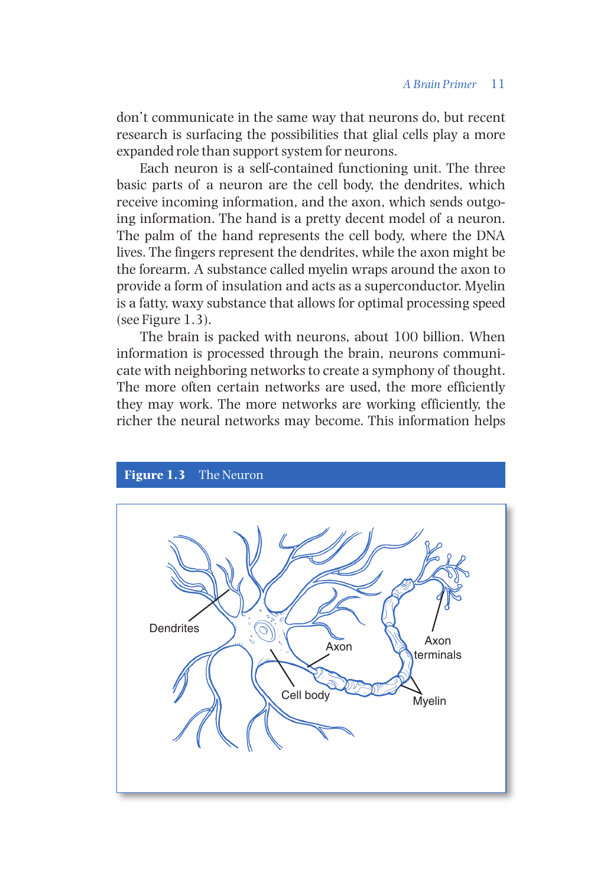don't communicate in the same way that neurons do, but recent research is surfacing the possibilities that glial cells play a more expanded role than support system for neurons.

Each neuron is a self-contained functioning unit. The three basic parts of a neuron are the cell body, the dendrites, which receive incoming information, and the axon, which sends outgoing information. The hand is a pretty decent model of a neuron. The palm of the hand represents the cell body, where the DNA lives. The fingers represent the dendrites, while the axon might be the forearm. A substance called myelin wraps around the axon to provide a form of insulation and acts as a superconductor. Myelin is a fatty, waxy substance that allows for optimal processing speed (see Figure 1.3).

The brain is packed with neurons, about 100 billion. When information is processed through the brain, neurons communicate with neighboring networks to create a symphony of thought. The more often certain networks are used, the more efficiently they may work. The more networks are working efficiently, the richer the neural networks may become. This information helps

**Figure 1.3** The Neuron

Dendrites

Axon

Cell body

Axon terminals

Myelin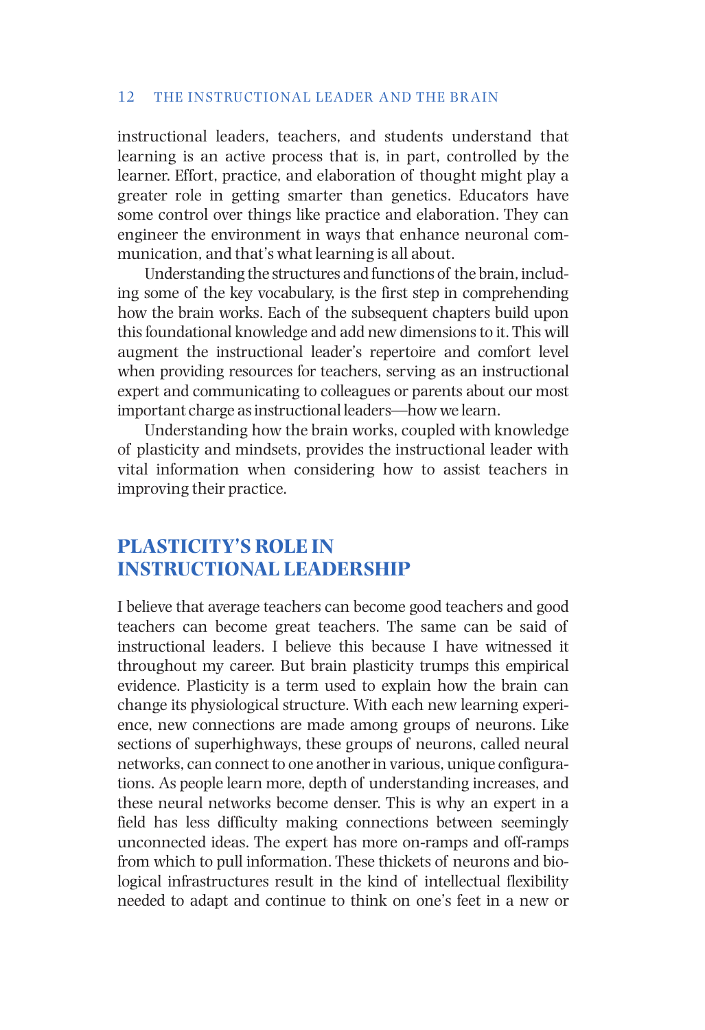instructional leaders, teachers, and students understand that learning is an active process that is, in part, controlled by the learner. Effort, practice, and elaboration of thought might play a greater role in getting smarter than genetics. Educators have some control over things like practice and elaboration. They can engineer the environment in ways that enhance neuronal communication, and that's what learning is all about.

Understanding the structures and functions of the brain, including some of the key vocabulary, is the first step in comprehending how the brain works. Each of the subsequent chapters build upon this foundational knowledge and add new dimensions to it. This will augment the instructional leader's repertoire and comfort level when providing resources for teachers, serving as an instructional expert and communicating to colleagues or parents about our most important charge as instructional leaders—how we learn.

Understanding how the brain works, coupled with knowledge of plasticity and mindsets, provides the instructional leader with vital information when considering how to assist teachers in improving their practice.

## PLASTICITY'S ROLE IN INSTRUCTIONAL LEADERSHIP

I believe that average teachers can become good teachers and good teachers can become great teachers. The same can be said of instructional leaders. I believe this because I have witnessed it throughout my career. But brain plasticity trumps this empirical evidence. Plasticity is a term used to explain how the brain can change its physiological structure. With each new learning experience, new connections are made among groups of neurons. Like sections of superhighways, these groups of neurons, called neural networks, can connect to one another in various, unique configurations. As people learn more, depth of understanding increases, and these neural networks become denser. This is why an expert in a field has less difficulty making connections between seemingly unconnected ideas. The expert has more on-ramps and off-ramps from which to pull information. These thickets of neurons and biological infrastructures result in the kind of intellectual flexibility needed to adapt and continue to think on one's feet in a new or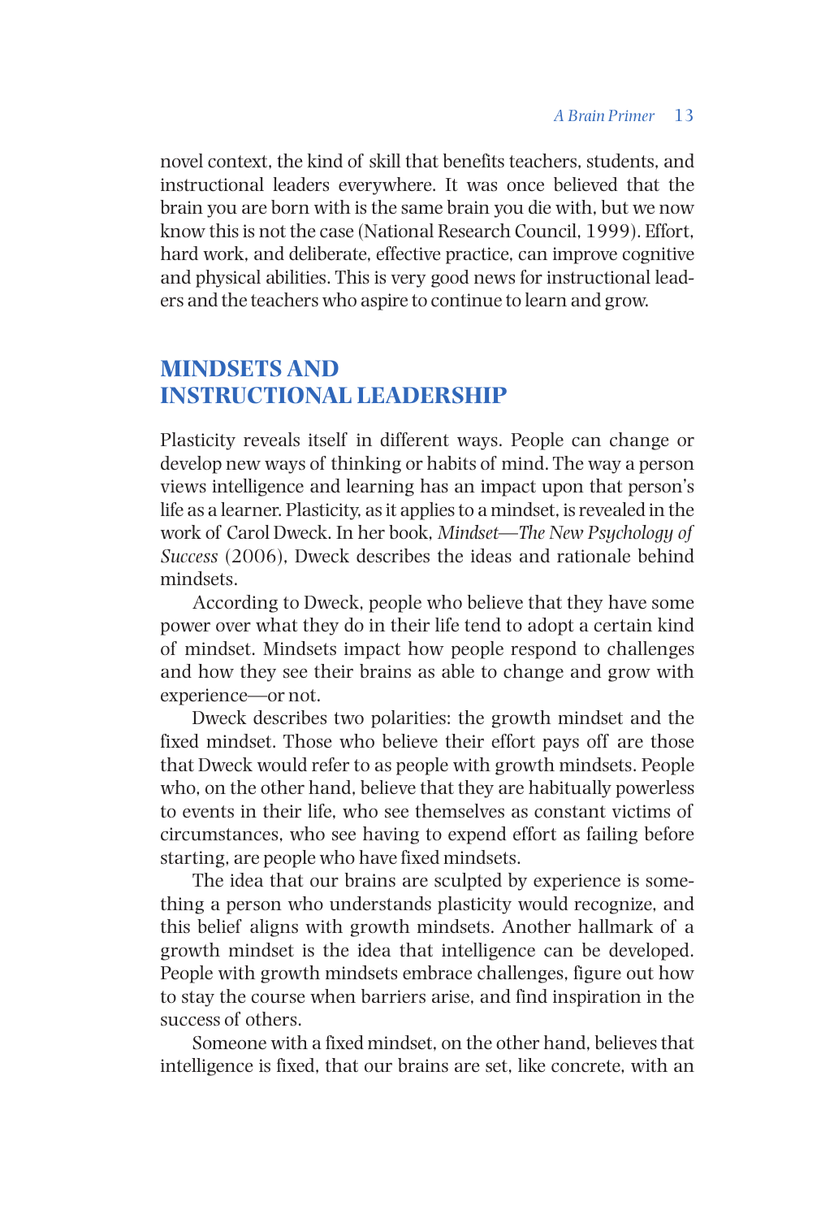novel context, the kind of skill that benefits teachers, students, and instructional leaders everywhere. It was once believed that the brain you are born with is the same brain you die with, but we now know this is not the case (National Research Council, 1999). Effort, hard work, and deliberate, effective practice, can improve cognitive and physical abilities. This is very good news for instructional leaders and the teachers who aspire to continue to learn and grow.

## MINDSETS AND INSTRUCTIONAL LEADERSHIP

Plasticity reveals itself in different ways. People can change or develop new ways of thinking or habits of mind. The way a person views intelligence and learning has an impact upon that person's life as a learner. Plasticity, as it applies to a mindset, is revealed in the work of Carol Dweck. In her book, *Mindset—The New Psychology of Success* (2006), Dweck describes the ideas and rationale behind mindsets.

According to Dweck, people who believe that they have some power over what they do in their life tend to adopt a certain kind of mindset. Mindsets impact how people respond to challenges and how they see their brains as able to change and grow with experience—or not.

Dweck describes two polarities: the growth mindset and the fixed mindset. Those who believe their effort pays off are those that Dweck would refer to as people with growth mindsets. People who, on the other hand, believe that they are habitually powerless to events in their life, who see themselves as constant victims of circumstances, who see having to expend effort as failing before starting, are people who have fixed mindsets.

The idea that our brains are sculpted by experience is something a person who understands plasticity would recognize, and this belief aligns with growth mindsets. Another hallmark of a growth mindset is the idea that intelligence can be developed. People with growth mindsets embrace challenges, figure out how to stay the course when barriers arise, and find inspiration in the success of others.

Someone with a fixed mindset, on the other hand, believes that intelligence is fixed, that our brains are set, like concrete, with an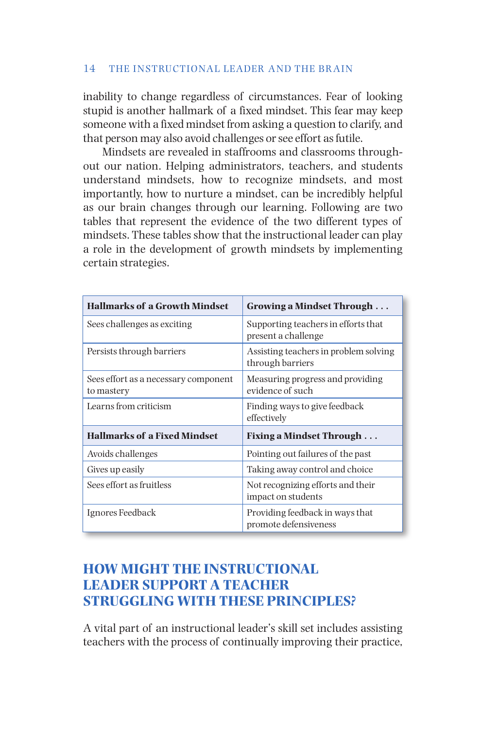inability to change regardless of circumstances. Fear of looking stupid is another hallmark of a fixed mindset. This fear may keep someone with a fixed mindset from asking a question to clarify, and that person may also avoid challenges or see effort as futile.

Mindsets are revealed in staffrooms and classrooms throughout our nation. Helping administrators, teachers, and students understand mindsets, how to recognize mindsets, and most importantly, how to nurture a mindset, can be incredibly helpful as our brain changes through our learning. Following are two tables that represent the evidence of the two different types of mindsets. These tables show that the instructional leader can play a role in the development of growth mindsets by implementing certain strategies.

| **Hallmarks of a Growth Mindset** | **Growing a Mindset Through . . .** |
|---|---|
| Sees challenges as exciting | Supporting teachers in efforts that present a challenge |
| Persists through barriers | Assisting teachers in problem solving through barriers |
| Sees effort as a necessary component to mastery | Measuring progress and providing evidence of such |
| Learns from criticism | Finding ways to give feedback effectively |
| **Hallmarks of a Fixed Mindset** | **Fixing a Mindset Through . . .** |
| Avoids challenges | Pointing out failures of the past |
| Gives up easily | Taking away control and choice |
| Sees effort as fruitless | Not recognizing efforts and their impact on students |
| Ignores Feedback | Providing feedback in ways that promote defensiveness |

## HOW MIGHT THE INSTRUCTIONAL LEADER SUPPORT A TEACHER STRUGGLING WITH THESE PRINCIPLES?

A vital part of an instructional leader's skill set includes assisting teachers with the process of continually improving their practice,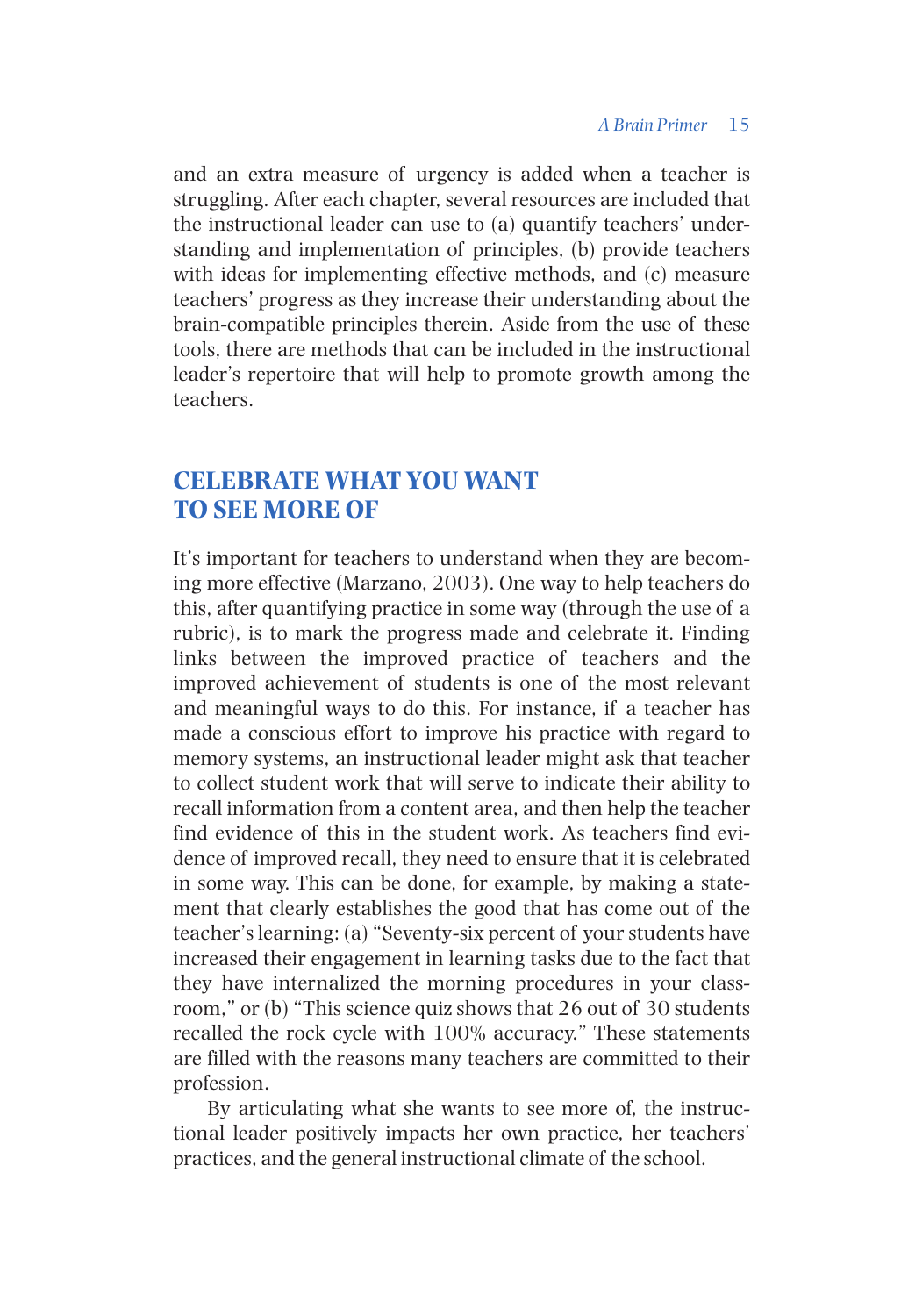and an extra measure of urgency is added when a teacher is struggling. After each chapter, several resources are included that the instructional leader can use to (a) quantify teachers' understanding and implementation of principles, (b) provide teachers with ideas for implementing effective methods, and (c) measure teachers' progress as they increase their understanding about the brain-compatible principles therein. Aside from the use of these tools, there are methods that can be included in the instructional leader's repertoire that will help to promote growth among the teachers.

## CELEBRATE WHAT YOU WANT TO SEE MORE OF

It's important for teachers to understand when they are becoming more effective (Marzano, 2003). One way to help teachers do this, after quantifying practice in some way (through the use of a rubric), is to mark the progress made and celebrate it. Finding links between the improved practice of teachers and the improved achievement of students is one of the most relevant and meaningful ways to do this. For instance, if a teacher has made a conscious effort to improve his practice with regard to memory systems, an instructional leader might ask that teacher to collect student work that will serve to indicate their ability to recall information from a content area, and then help the teacher find evidence of this in the student work. As teachers find evidence of improved recall, they need to ensure that it is celebrated in some way. This can be done, for example, by making a statement that clearly establishes the good that has come out of the teacher's learning: (a) "Seventy-six percent of your students have increased their engagement in learning tasks due to the fact that they have internalized the morning procedures in your classroom," or (b) "This science quiz shows that 26 out of 30 students recalled the rock cycle with 100% accuracy." These statements are filled with the reasons many teachers are committed to their profession.

By articulating what she wants to see more of, the instructional leader positively impacts her own practice, her teachers' practices, and the general instructional climate of the school.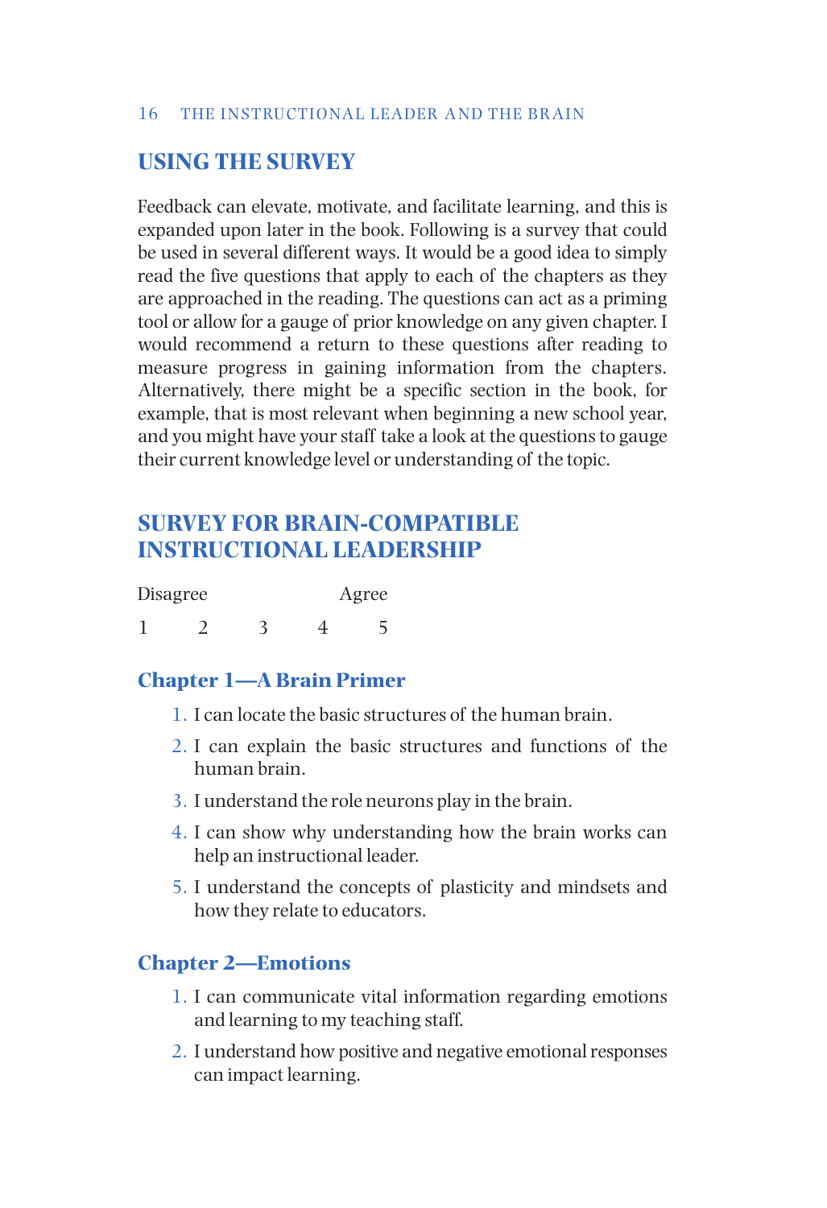## USING THE SURVEY

Feedback can elevate, motivate, and facilitate learning, and this is expanded upon later in the book. Following is a survey that could be used in several different ways. It would be a good idea to simply read the five questions that apply to each of the chapters as they are approached in the reading. The questions can act as a priming tool or allow for a gauge of prior knowledge on any given chapter. I would recommend a return to these questions after reading to measure progress in gaining information from the chapters. Alternatively, there might be a specific section in the book, for example, that is most relevant when beginning a new school year, and you might have your staff take a look at the questions to gauge their current knowledge level or understanding of the topic.

## SURVEY FOR BRAIN-COMPATIBLE INSTRUCTIONAL LEADERSHIP

| Disagree | | | Agree | |
|---|---|---|---|---|
| 1 | 2 | 3 | 4 | 5 |

### Chapter 1—A Brain Primer

1. I can locate the basic structures of the human brain.
2. I can explain the basic structures and functions of the human brain.
3. I understand the role neurons play in the brain.
4. I can show why understanding how the brain works can help an instructional leader.
5. I understand the concepts of plasticity and mindsets and how they relate to educators.

### Chapter 2—Emotions

1. I can communicate vital information regarding emotions and learning to my teaching staff.
2. I understand how positive and negative emotional responses can impact learning.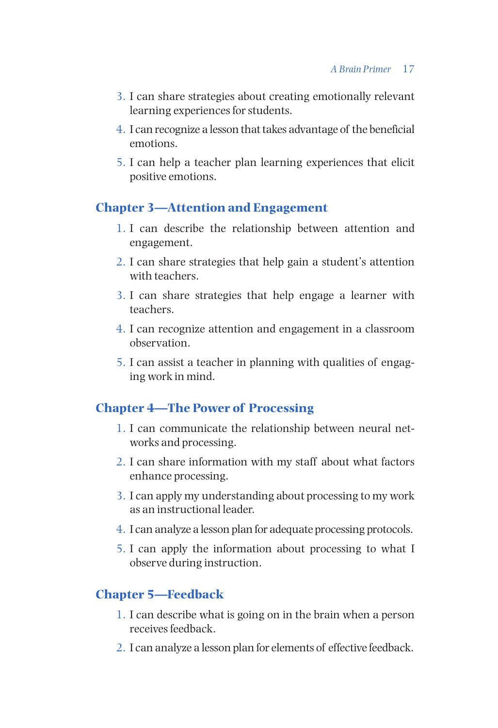3. I can share strategies about creating emotionally relevant learning experiences for students.
4. I can recognize a lesson that takes advantage of the beneficial emotions.
5. I can help a teacher plan learning experiences that elicit positive emotions.

## Chapter 3—Attention and Engagement

1. I can describe the relationship between attention and engagement.
2. I can share strategies that help gain a student's attention with teachers.
3. I can share strategies that help engage a learner with teachers.
4. I can recognize attention and engagement in a classroom observation.
5. I can assist a teacher in planning with qualities of engaging work in mind.

## Chapter 4—The Power of Processing

1. I can communicate the relationship between neural networks and processing.
2. I can share information with my staff about what factors enhance processing.
3. I can apply my understanding about processing to my work as an instructional leader.
4. I can analyze a lesson plan for adequate processing protocols.
5. I can apply the information about processing to what I observe during instruction.

## Chapter 5—Feedback

1. I can describe what is going on in the brain when a person receives feedback.
2. I can analyze a lesson plan for elements of effective feedback.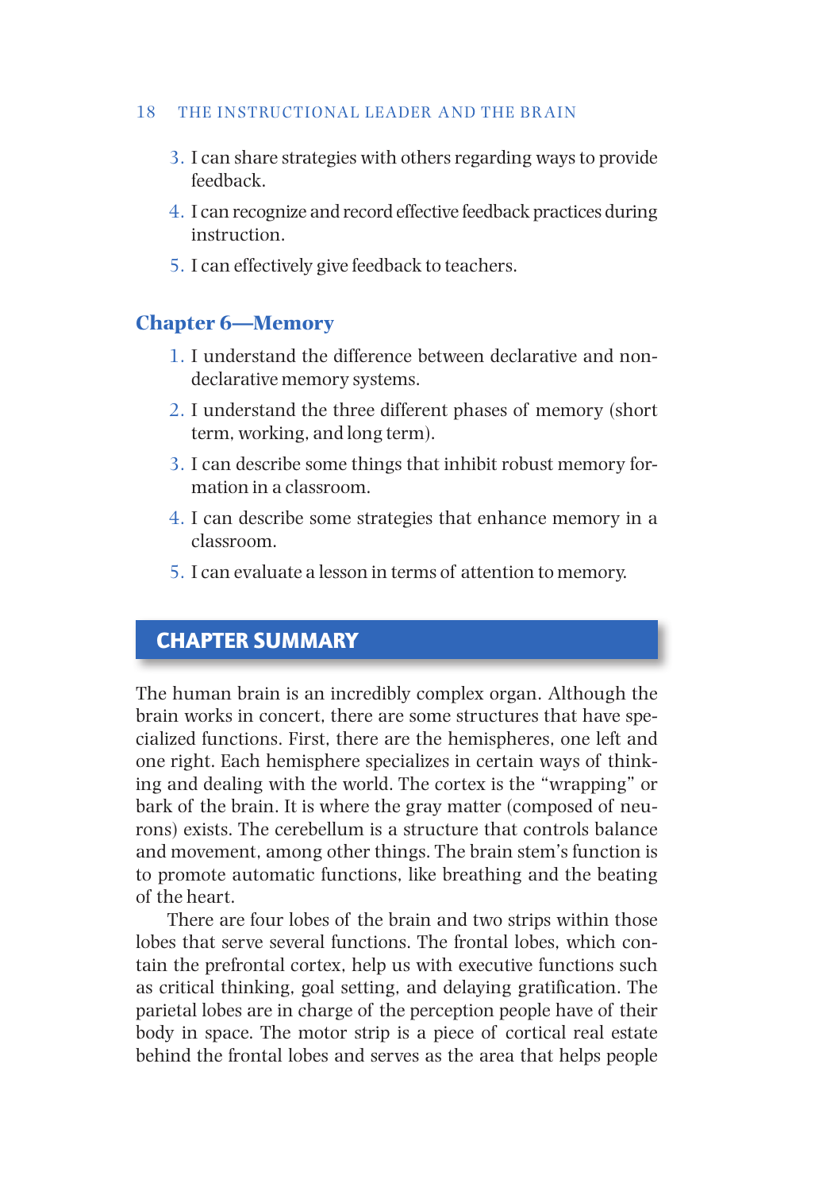3. I can share strategies with others regarding ways to provide feedback.
4. I can recognize and record effective feedback practices during instruction.
5. I can effectively give feedback to teachers.

### Chapter 6—Memory

1. I understand the difference between declarative and non-declarative memory systems.
2. I understand the three different phases of memory (short term, working, and long term).
3. I can describe some things that inhibit robust memory formation in a classroom.
4. I can describe some strategies that enhance memory in a classroom.
5. I can evaluate a lesson in terms of attention to memory.

## CHAPTER SUMMARY

The human brain is an incredibly complex organ. Although the brain works in concert, there are some structures that have specialized functions. First, there are the hemispheres, one left and one right. Each hemisphere specializes in certain ways of thinking and dealing with the world. The cortex is the "wrapping" or bark of the brain. It is where the gray matter (composed of neurons) exists. The cerebellum is a structure that controls balance and movement, among other things. The brain stem's function is to promote automatic functions, like breathing and the beating of the heart.

There are four lobes of the brain and two strips within those lobes that serve several functions. The frontal lobes, which contain the prefrontal cortex, help us with executive functions such as critical thinking, goal setting, and delaying gratification. The parietal lobes are in charge of the perception people have of their body in space. The motor strip is a piece of cortical real estate behind the frontal lobes and serves as the area that helps people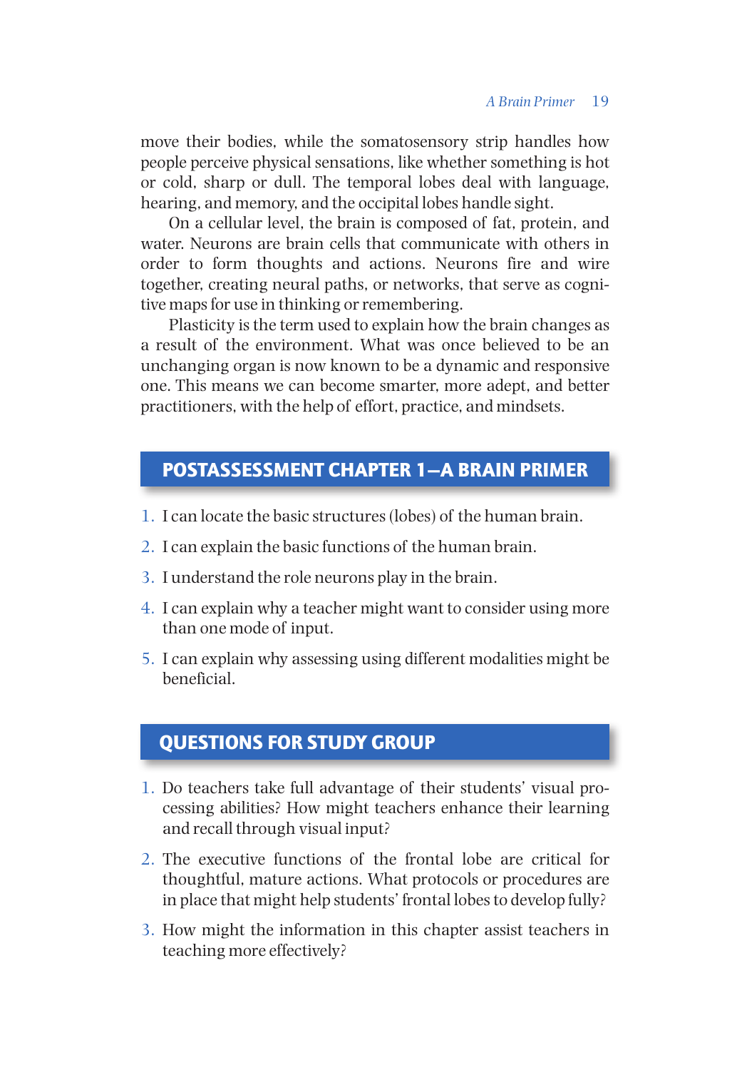move their bodies, while the somatosensory strip handles how people perceive physical sensations, like whether something is hot or cold, sharp or dull. The temporal lobes deal with language, hearing, and memory, and the occipital lobes handle sight.

On a cellular level, the brain is composed of fat, protein, and water. Neurons are brain cells that communicate with others in order to form thoughts and actions. Neurons fire and wire together, creating neural paths, or networks, that serve as cognitive maps for use in thinking or remembering.

Plasticity is the term used to explain how the brain changes as a result of the environment. What was once believed to be an unchanging organ is now known to be a dynamic and responsive one. This means we can become smarter, more adept, and better practitioners, with the help of effort, practice, and mindsets.

## POSTASSESSMENT CHAPTER 1—A BRAIN PRIMER

1. I can locate the basic structures (lobes) of the human brain.
2. I can explain the basic functions of the human brain.
3. I understand the role neurons play in the brain.
4. I can explain why a teacher might want to consider using more than one mode of input.
5. I can explain why assessing using different modalities might be beneficial.

## QUESTIONS FOR STUDY GROUP

1. Do teachers take full advantage of their students' visual processing abilities? How might teachers enhance their learning and recall through visual input?
2. The executive functions of the frontal lobe are critical for thoughtful, mature actions. What protocols or procedures are in place that might help students' frontal lobes to develop fully?
3. How might the information in this chapter assist teachers in teaching more effectively?